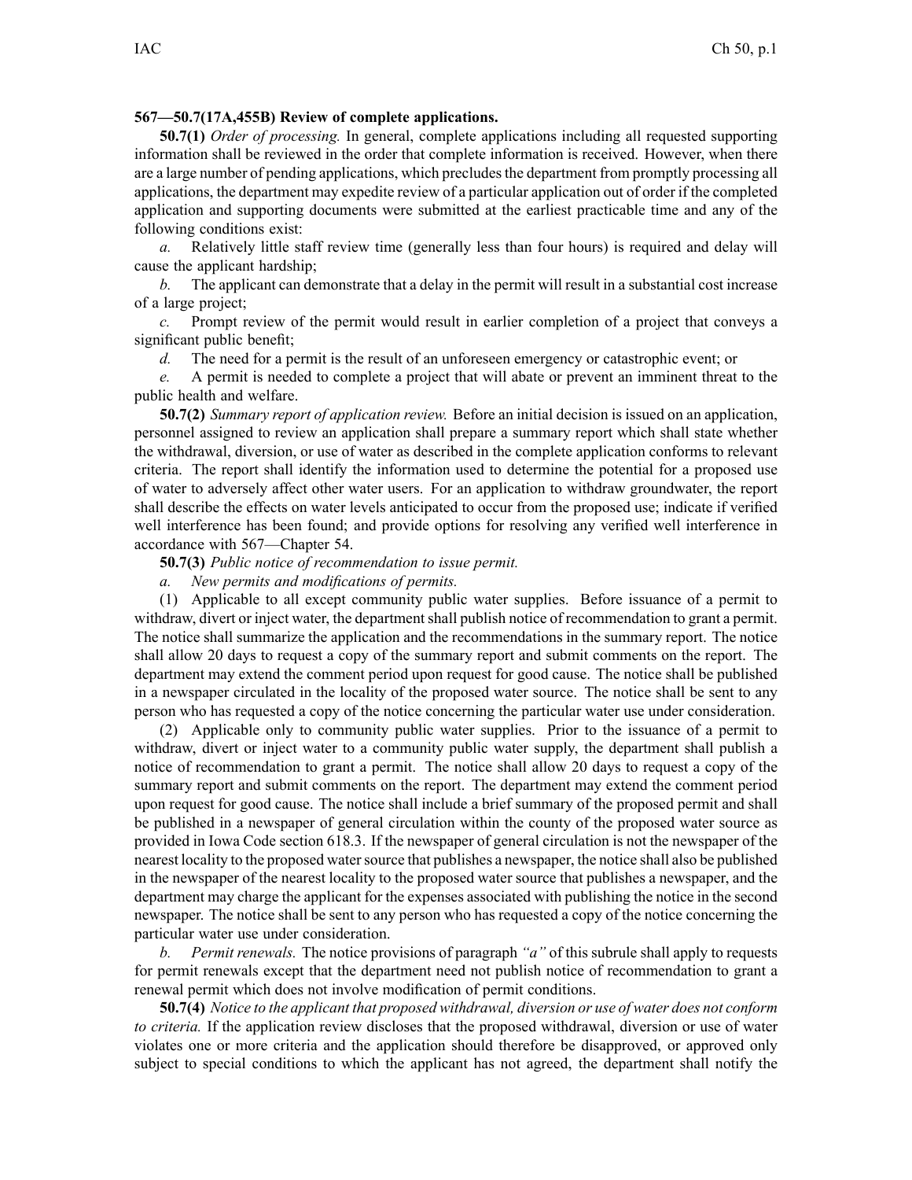**567—50.7(17A,455B) Review of complete applications.**

**50.7(1)** *Order of processing.* In general, complete applications including all requested supporting information shall be reviewed in the order that complete information is received. However, when there are a large number of pending applications, which precludes the department from promptly processing all applications, the department may expedite review of a particular application out of order if the completed application and supporting documents were submitted at the earliest practicable time and any of the following conditions exist:

*a.* Relatively little staff review time (generally less than four hours) is required and delay will cause the applicant hardship;

*b.* The applicant can demonstrate that a delay in the permit will result in a substantial cost increase of a large project;

*c.* Prompt review of the permit would result in earlier completion of a project that conveys a significant public benefit;

*d.* The need for a permit is the result of an unforeseen emergency or catastrophic event; or

*e.* A permit is needed to complete a project that will abate or prevent an imminent threat to the public health and welfare.

**50.7(2)** *Summary report of application review.* Before an initial decision is issued on an application, personnel assigned to review an application shall prepare a summary report which shall state whether the withdrawal, diversion, or use of water as described in the complete application conforms to relevant criteria. The report shall identify the information used to determine the potential for a proposed use of water to adversely affect other water users. For an application to withdraw groundwater, the report shall describe the effects on water levels anticipated to occur from the proposed use; indicate if verified well interference has been found; and provide options for resolving any verified well interference in accordance with 567—Chapter 54.

**50.7(3)** *Public notice of recommendation to issue permit.*

*a.* *New permits and modifications of permits.*

(1) Applicable to all except community public water supplies. Before issuance of a permit to withdraw, divert or inject water, the department shall publish notice of recommendation to grant a permit. The notice shall summarize the application and the recommendations in the summary report. The notice shall allow 20 days to request a copy of the summary report and submit comments on the report. The department may extend the comment period upon request for good cause. The notice shall be published in a newspaper circulated in the locality of the proposed water source. The notice shall be sent to any person who has requested a copy of the notice concerning the particular water use under consideration.

(2) Applicable only to community public water supplies. Prior to the issuance of a permit to withdraw, divert or inject water to a community public water supply, the department shall publish a notice of recommendation to grant a permit. The notice shall allow 20 days to request a copy of the summary report and submit comments on the report. The department may extend the comment period upon request for good cause. The notice shall include a brief summary of the proposed permit and shall be published in a newspaper of general circulation within the county of the proposed water source as provided in Iowa Code section 618.3. If the newspaper of general circulation is not the newspaper of the nearest locality to the proposed water source that publishes a newspaper, the notice shall also be published in the newspaper of the nearest locality to the proposed water source that publishes a newspaper, and the department may charge the applicant for the expenses associated with publishing the notice in the second newspaper. The notice shall be sent to any person who has requested a copy of the notice concerning the particular water use under consideration.

*b.* *Permit renewals.* The notice provisions of paragraph *"a"* of this subrule shall apply to requests for permit renewals except that the department need not publish notice of recommendation to grant a renewal permit which does not involve modification of permit conditions.

**50.7(4)** *Notice to the applicant that proposed withdrawal, diversion or use of water does not conform to criteria.* If the application review discloses that the proposed withdrawal, diversion or use of water violates one or more criteria and the application should therefore be disapproved, or approved only subject to special conditions to which the applicant has not agreed, the department shall notify the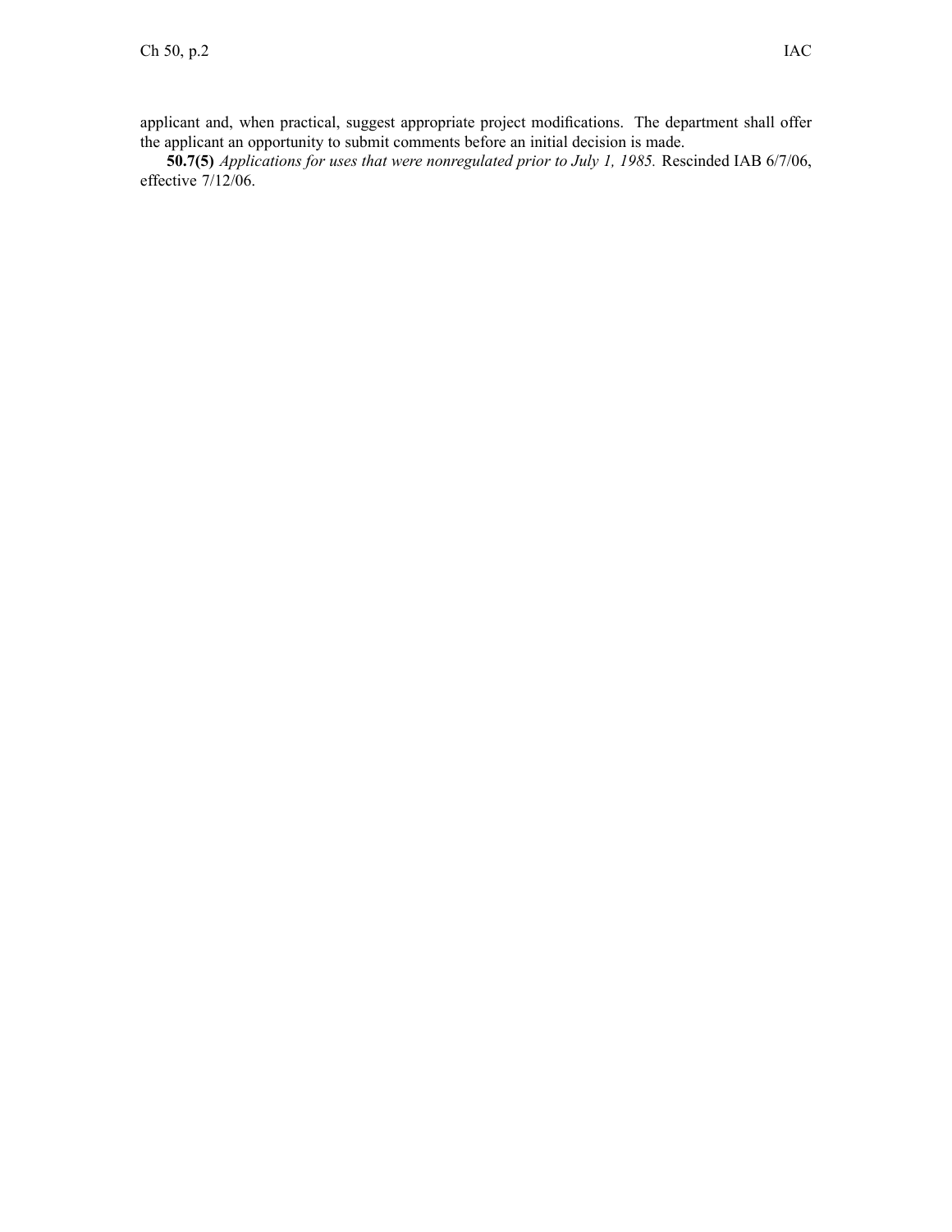applicant and, when practical, suggest appropriate project modifications. The department shall offer the applicant an opportunity to submit comments before an initial decision is made.

**50.7(5)** *Applications for uses that were nonregulated prior to July 1, 1985.* Rescinded IAB 6/7/06, effective 7/12/06.